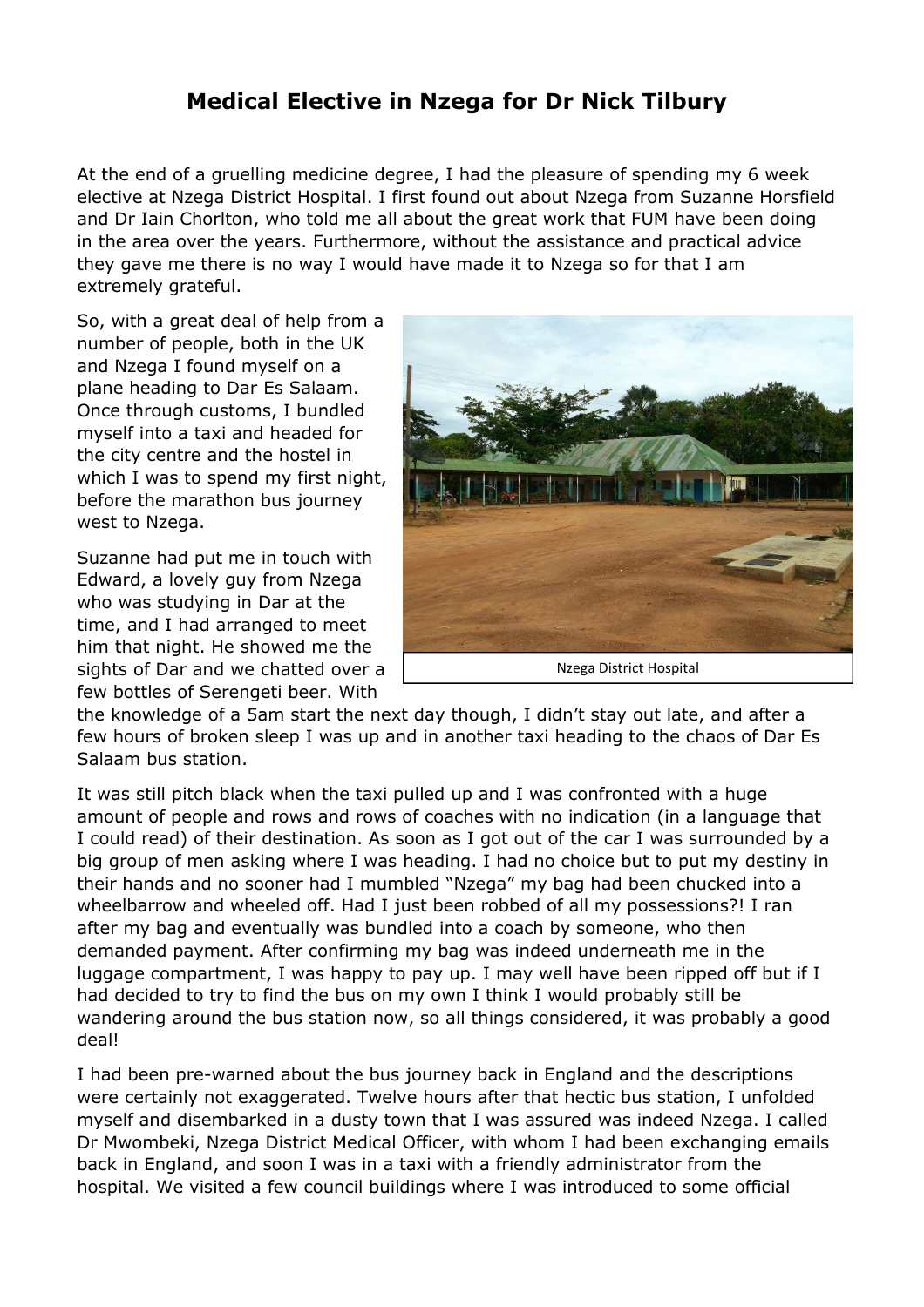# Medical Elective in Nzega for Dr Nick Tilbury

At the end of a gruelling medicine degree, I had the pleasure of spending my 6 week elective at Nzega District Hospital. I first found out about Nzega from Suzanne Horsfield and Dr Iain Chorlton, who told me all about the great work that FUM have been doing in the area over the years. Furthermore, without the assistance and practical advice they gave me there is no way I would have made it to Nzega so for that I am extremely grateful.

So, with a great deal of help from a number of people, both in the UK and Nzega I found myself on a plane heading to Dar Es Salaam. Once through customs, I bundled myself into a taxi and headed for the city centre and the hostel in which I was to spend my first night, before the marathon bus journey west to Nzega.

Nzega District Hospital

Suzanne had put me in touch with Edward, a lovely guy from Nzega who was studying in Dar at the time, and I had arranged to meet him that night. He showed me the sights of Dar and we chatted over a few bottles of Serengeti beer. With the knowledge of a 5am start the next day though, I didn't stay out late, and after a few hours of broken sleep I was up and in another taxi heading to the chaos of Dar Es Salaam bus station.

It was still pitch black when the taxi pulled up and I was confronted with a huge amount of people and rows and rows of coaches with no indication (in a language that I could read) of their destination. As soon as I got out of the car I was surrounded by a big group of men asking where I was heading. I had no choice but to put my destiny in their hands and no sooner had I mumbled "Nzega" my bag had been chucked into a wheelbarrow and wheeled off. Had I just been robbed of all my possessions?! I ran after my bag and eventually was bundled into a coach by someone, who then demanded payment. After confirming my bag was indeed underneath me in the luggage compartment, I was happy to pay up. I may well have been ripped off but if I had decided to try to find the bus on my own I think I would probably still be wandering around the bus station now, so all things considered, it was probably a good deal!

I had been pre-warned about the bus journey back in England and the descriptions were certainly not exaggerated. Twelve hours after that hectic bus station, I unfolded myself and disembarked in a dusty town that I was assured was indeed Nzega. I called Dr Mwombeki, Nzega District Medical Officer, with whom I had been exchanging emails back in England, and soon I was in a taxi with a friendly administrator from the hospital. We visited a few council buildings where I was introduced to some official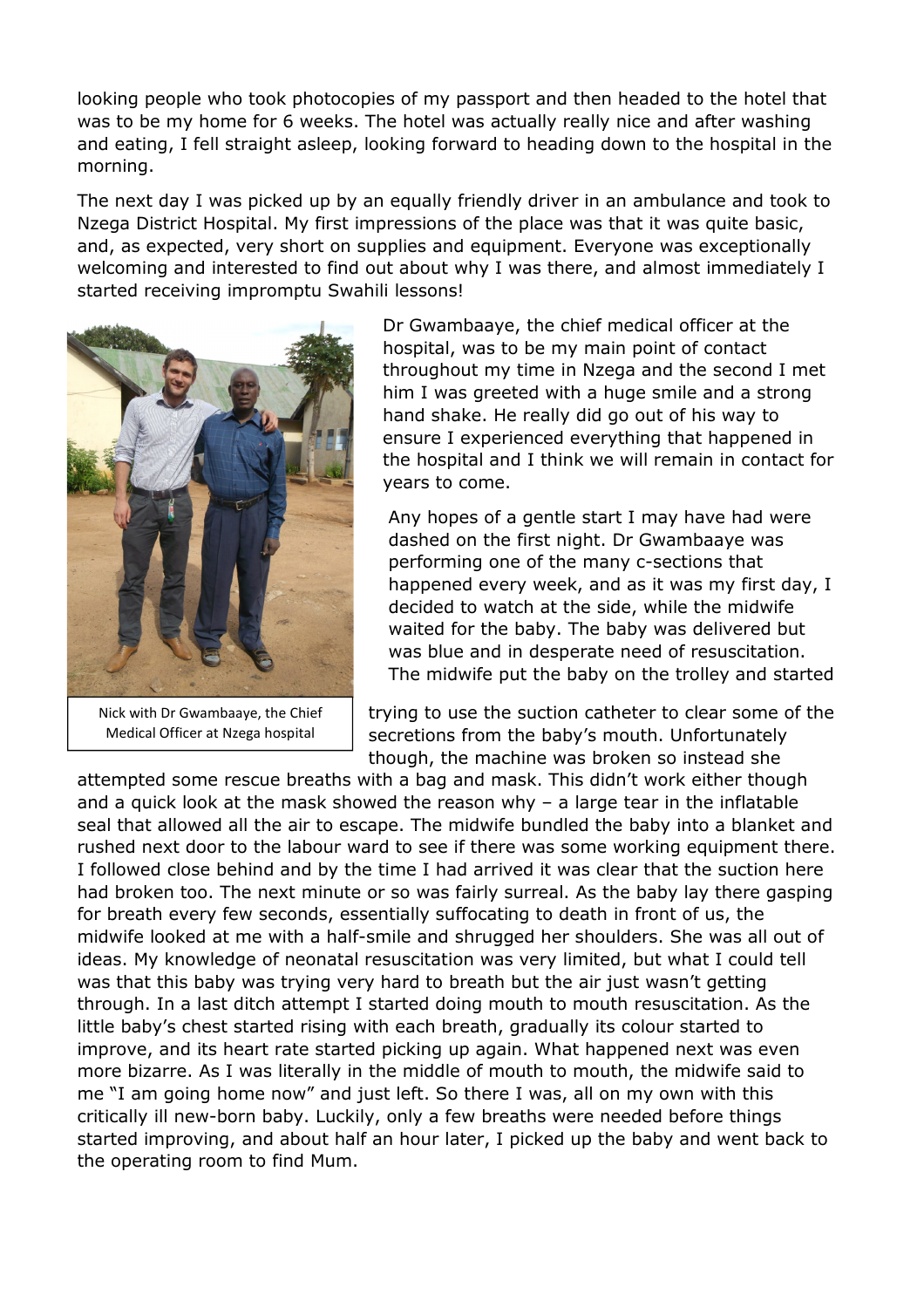looking people who took photocopies of my passport and then headed to the hotel that was to be my home for 6 weeks. The hotel was actually really nice and after washing and eating, I fell straight asleep, looking forward to heading down to the hospital in the morning.

The next day I was picked up by an equally friendly driver in an ambulance and took to Nzega District Hospital. My first impressions of the place was that it was quite basic, and, as expected, very short on supplies and equipment. Everyone was exceptionally welcoming and interested to find out about why I was there, and almost immediately I started receiving impromptu Swahili lessons!

Nick with Dr Gwambaaye, the Chief Medical Officer at Nzega hospital

Dr Gwambaaye, the chief medical officer at the hospital, was to be my main point of contact throughout my time in Nzega and the second I met him I was greeted with a huge smile and a strong hand shake. He really did go out of his way to ensure I experienced everything that happened in the hospital and I think we will remain in contact for years to come.

Any hopes of a gentle start I may have had were dashed on the first night. Dr Gwambaaye was performing one of the many c-sections that happened every week, and as it was my first day, I decided to watch at the side, while the midwife waited for the baby. The baby was delivered but was blue and in desperate need of resuscitation. The midwife put the baby on the trolley and started trying to use the suction catheter to clear some of the secretions from the baby's mouth. Unfortunately though, the machine was broken so instead she attempted some rescue breaths with a bag and mask. This didn't work either though and a quick look at the mask showed the reason why – a large tear in the inflatable seal that allowed all the air to escape. The midwife bundled the baby into a blanket and rushed next door to the labour ward to see if there was some working equipment there. I followed close behind and by the time I had arrived it was clear that the suction here had broken too. The next minute or so was fairly surreal. As the baby lay there gasping for breath every few seconds, essentially suffocating to death in front of us, the midwife looked at me with a half-smile and shrugged her shoulders. She was all out of ideas. My knowledge of neonatal resuscitation was very limited, but what I could tell was that this baby was trying very hard to breath but the air just wasn't getting through. In a last ditch attempt I started doing mouth to mouth resuscitation. As the little baby's chest started rising with each breath, gradually its colour started to improve, and its heart rate started picking up again. What happened next was even more bizarre. As I was literally in the middle of mouth to mouth, the midwife said to me "I am going home now" and just left. So there I was, all on my own with this critically ill new-born baby. Luckily, only a few breaths were needed before things started improving, and about half an hour later, I picked up the baby and went back to the operating room to find Mum.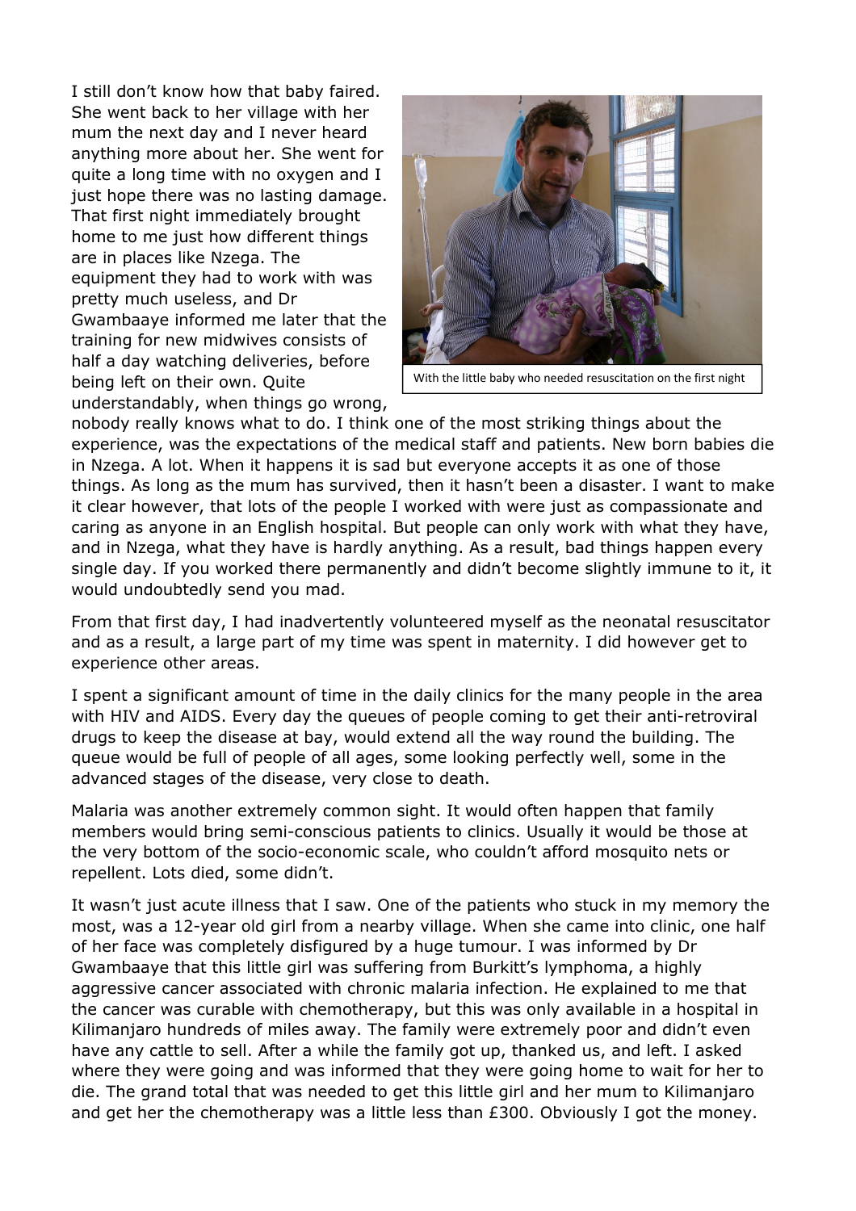I still don't know how that baby faired. She went back to her village with her mum the next day and I never heard anything more about her. She went for quite a long time with no oxygen and I just hope there was no lasting damage. That first night immediately brought home to me just how different things are in places like Nzega. The equipment they had to work with was pretty much useless, and Dr Gwambaaye informed me later that the training for new midwives consists of half a day watching deliveries, before being left on their own. Quite understandably, when things go wrong, nobody really knows what to do. I think one of the most striking things about the experience, was the expectations of the medical staff and patients. New born babies die in Nzega. A lot. When it happens it is sad but everyone accepts it as one of those things. As long as the mum has survived, then it hasn't been a disaster. I want to make it clear however, that lots of the people I worked with were just as compassionate and caring as anyone in an English hospital. But people can only work with what they have, and in Nzega, what they have is hardly anything. As a result, bad things happen every single day. If you worked there permanently and didn't become slightly immune to it, it would undoubtedly send you mad.

With the little baby who needed resuscitation on the first night

From that first day, I had inadvertently volunteered myself as the neonatal resuscitator and as a result, a large part of my time was spent in maternity. I did however get to experience other areas.

I spent a significant amount of time in the daily clinics for the many people in the area with HIV and AIDS. Every day the queues of people coming to get their anti-retroviral drugs to keep the disease at bay, would extend all the way round the building. The queue would be full of people of all ages, some looking perfectly well, some in the advanced stages of the disease, very close to death.

Malaria was another extremely common sight. It would often happen that family members would bring semi-conscious patients to clinics. Usually it would be those at the very bottom of the socio-economic scale, who couldn't afford mosquito nets or repellent. Lots died, some didn't.

It wasn't just acute illness that I saw. One of the patients who stuck in my memory the most, was a 12-year old girl from a nearby village. When she came into clinic, one half of her face was completely disfigured by a huge tumour. I was informed by Dr Gwambaaye that this little girl was suffering from Burkitt's lymphoma, a highly aggressive cancer associated with chronic malaria infection. He explained to me that the cancer was curable with chemotherapy, but this was only available in a hospital in Kilimanjaro hundreds of miles away. The family were extremely poor and didn't even have any cattle to sell. After a while the family got up, thanked us, and left. I asked where they were going and was informed that they were going home to wait for her to die. The grand total that was needed to get this little girl and her mum to Kilimanjaro and get her the chemotherapy was a little less than £300. Obviously I got the money.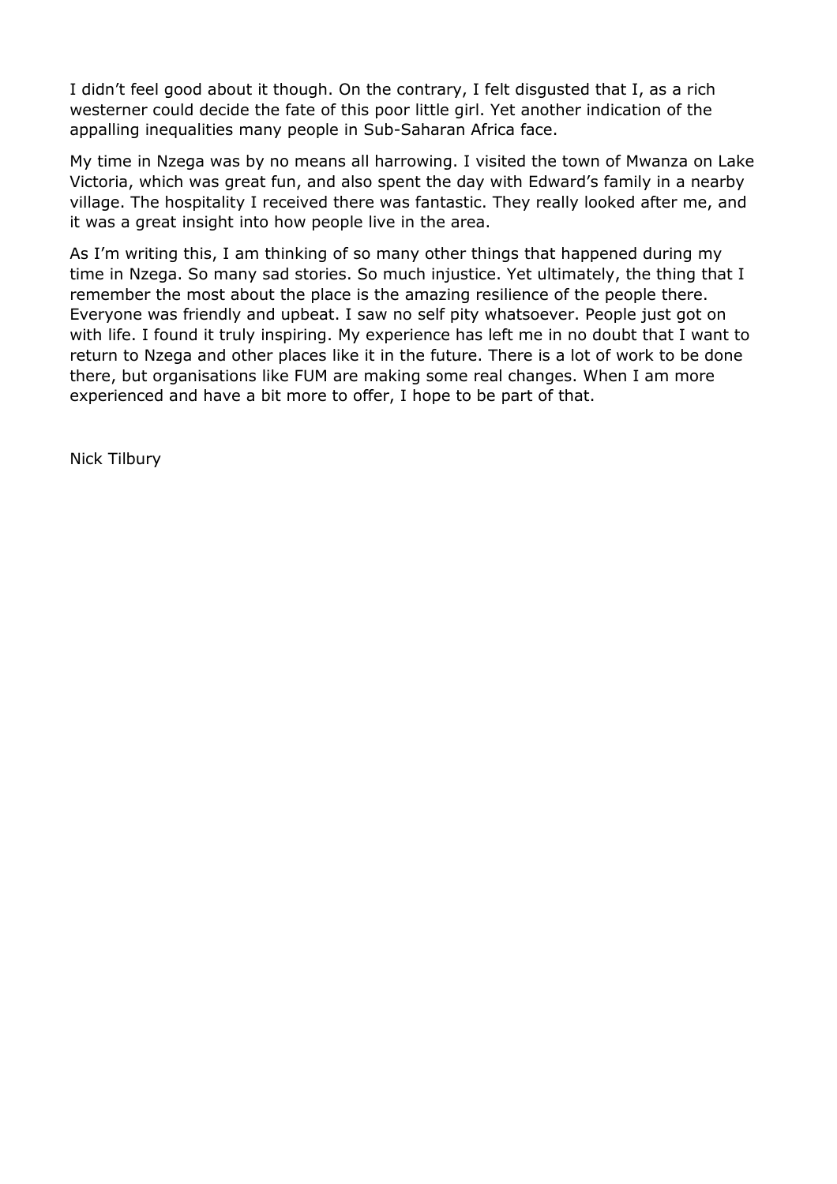I didn't feel good about it though. On the contrary, I felt disgusted that I, as a rich westerner could decide the fate of this poor little girl. Yet another indication of the appalling inequalities many people in Sub-Saharan Africa face.

My time in Nzega was by no means all harrowing. I visited the town of Mwanza on Lake Victoria, which was great fun, and also spent the day with Edward's family in a nearby village. The hospitality I received there was fantastic. They really looked after me, and it was a great insight into how people live in the area.

As I'm writing this, I am thinking of so many other things that happened during my time in Nzega. So many sad stories. So much injustice. Yet ultimately, the thing that I remember the most about the place is the amazing resilience of the people there. Everyone was friendly and upbeat. I saw no self pity whatsoever. People just got on with life. I found it truly inspiring. My experience has left me in no doubt that I want to return to Nzega and other places like it in the future. There is a lot of work to be done there, but organisations like FUM are making some real changes. When I am more experienced and have a bit more to offer, I hope to be part of that.

Nick Tilbury